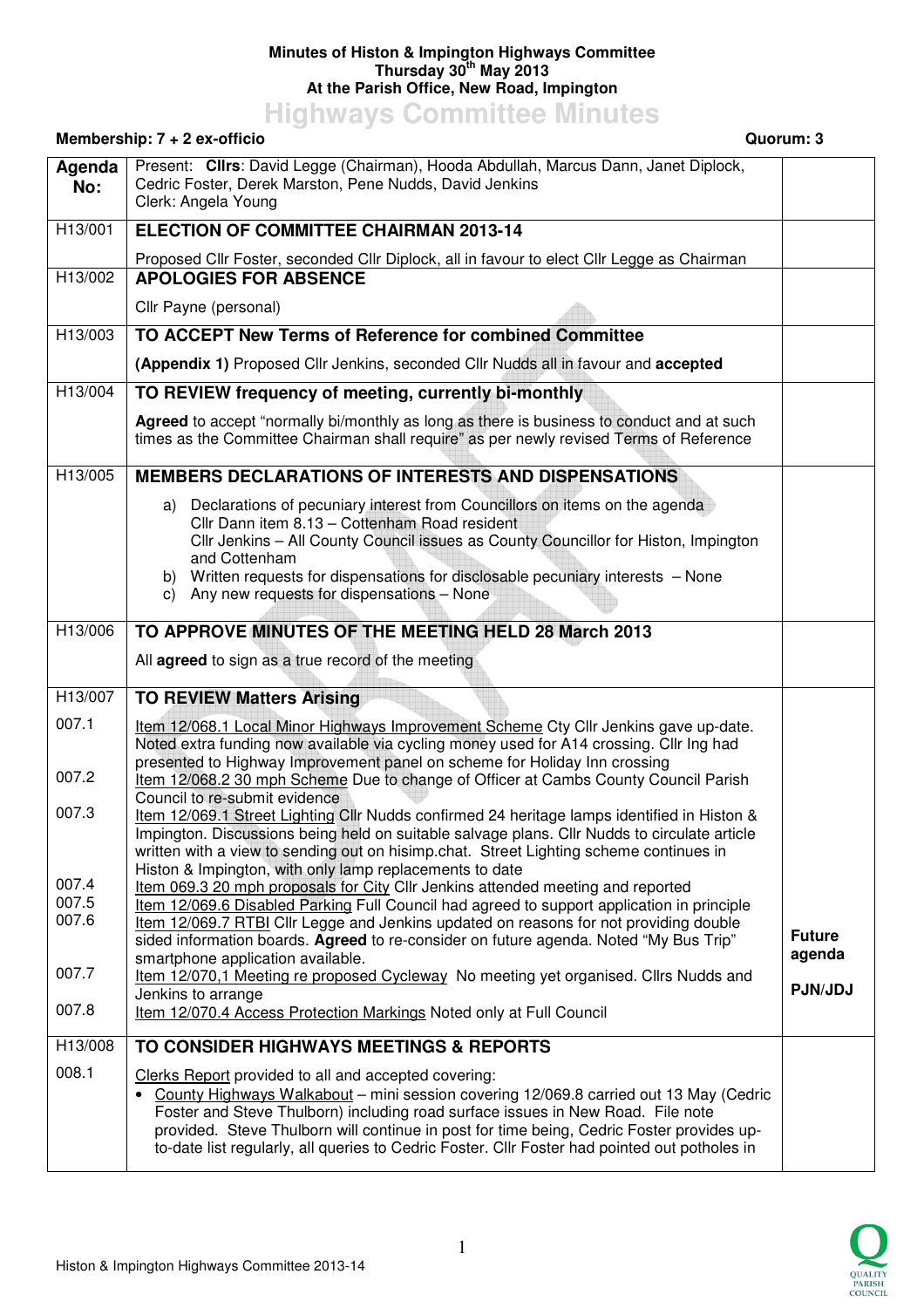**Minutes of Histon & Impington Highways Committee**
**Thursday 30th May 2013**
**At the Parish Office, New Road, Impington**

# Highways Committee Minutes

**Membership: 7 + 2 ex-officio** **Quorum: 3**

| Agenda No: | Present: **Cllrs**: David Legge (Chairman), Hooda Abdullah, Marcus Dann, Janet Diplock, Cedric Foster, Derek Marston, Pene Nudds, David Jenkins<br>Clerk: Angela Young | |
|---|---|---|
| H13/001 | **ELECTION OF COMMITTEE CHAIRMAN 2013-14**<br><br>Proposed Cllr Foster, seconded Cllr Diplock, all in favour to elect Cllr Legge as Chairman | |
| H13/002 | **APOLOGIES FOR ABSENCE**<br><br>Cllr Payne (personal) | |
| H13/003 | **TO ACCEPT New Terms of Reference for combined Committee**<br><br>**(Appendix 1)** Proposed Cllr Jenkins, seconded Cllr Nudds all in favour and **accepted** | |
| H13/004 | **TO REVIEW frequency of meeting, currently bi-monthly**<br><br>**Agreed** to accept "normally bi/monthly as long as there is business to conduct and at such times as the Committee Chairman shall require" as per newly revised Terms of Reference | |
| H13/005 | **MEMBERS DECLARATIONS OF INTERESTS AND DISPENSATIONS**<br><br>a) Declarations of pecuniary interest from Councillors on items on the agenda<br>Cllr Dann item 8.13 – Cottenham Road resident<br>Cllr Jenkins – All County Council issues as County Councillor for Histon, Impington and Cottenham<br>b) Written requests for dispensations for disclosable pecuniary interests – None<br>c) Any new requests for dispensations – None | |
| H13/006 | **TO APPROVE MINUTES OF THE MEETING HELD 28 March 2013**<br><br>All **agreed** to sign as a true record of the meeting | |
| H13/007 | **TO REVIEW Matters Arising** | |
| 007.1 | Item 12/068.1 Local Minor Highways Improvement Scheme Cty Cllr Jenkins gave up-date. Noted extra funding now available via cycling money used for A14 crossing. Cllr Ing had presented to Highway Improvement panel on scheme for Holiday Inn crossing | |
| 007.2 | Item 12/068.2 30 mph Scheme Due to change of Officer at Cambs County Council Parish Council to re-submit evidence | |
| 007.3 | Item 12/069.1 Street Lighting Cllr Nudds confirmed 24 heritage lamps identified in Histon & Impington. Discussions being held on suitable salvage plans. Cllr Nudds to circulate article written with a view to sending out on hisimp.chat. Street Lighting scheme continues in Histon & Impington, with only lamp replacements to date | |
| 007.4 | Item 069.3 20 mph proposals for City Cllr Jenkins attended meeting and reported | |
| 007.5 | Item 12/069.6 Disabled Parking Full Council had agreed to support application in principle | |
| 007.6 | Item 12/069.7 RTBI Cllr Legge and Jenkins updated on reasons for not providing double sided information boards. **Agreed** to re-consider on future agenda. Noted "My Bus Trip" smartphone application available. | **Future agenda** |
| 007.7 | Item 12/070,1 Meeting re proposed Cycleway No meeting yet organised. Cllrs Nudds and Jenkins to arrange | **PJN/JDJ** |
| 007.8 | Item 12/070.4 Access Protection Markings Noted only at Full Council | |
| H13/008 | **TO CONSIDER HIGHWAYS MEETINGS & REPORTS** | |
| 008.1 | Clerks Report provided to all and accepted covering:<br>• County Highways Walkabout – mini session covering 12/069.8 carried out 13 May (Cedric Foster and Steve Thulborn) including road surface issues in New Road. File note provided. Steve Thulborn will continue in post for time being, Cedric Foster provides up-to-date list regularly, all queries to Cedric Foster. Cllr Foster had pointed out potholes in | |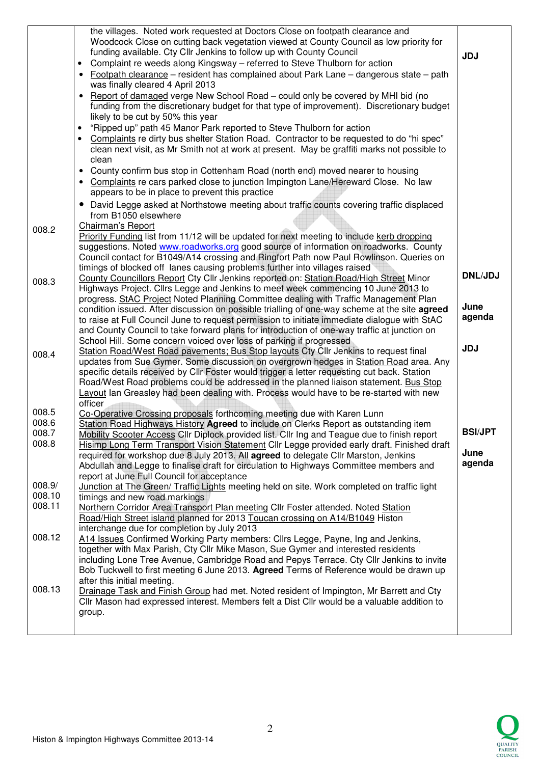| | | |
|---|---|---|
| | the villages. Noted work requested at Doctors Close on footpath clearance and Woodcock Close on cutting back vegetation viewed at County Council as low priority for funding available. Cty Cllr Jenkins to follow up with County Council<br>• Complaint re weeds along Kingsway – referred to Steve Thulborn for action<br>• Footpath clearance – resident has complained about Park Lane – dangerous state – path was finally cleared 4 April 2013<br>• Report of damaged verge New School Road – could only be covered by MHI bid (no funding from the discretionary budget for that type of improvement). Discretionary budget likely to be cut by 50% this year<br>• "Ripped up" path 45 Manor Park reported to Steve Thulborn for action<br>• Complaints re dirty bus shelter Station Road. Contractor to be requested to do "hi spec" clean next visit, as Mr Smith not at work at present. May be graffiti marks not possible to clean<br>• County confirm bus stop in Cottenham Road (north end) moved nearer to housing<br>• Complaints re cars parked close to junction Impington Lane/Hereward Close. No law appears to be in place to prevent this practice<br>• David Legge asked at Northstowe meeting about traffic counts covering traffic displaced from B1050 elsewhere | JDJ |
| 008.2 | Chairman's Report<br>Priority Funding list from 11/12 will be updated for next meeting to include kerb dropping suggestions. Noted www.roadworks.org good source of information on roadworks. County Council contact for B1049/A14 crossing and Ringfort Path now Paul Rowlinson. Queries on timings of blocked off lanes causing problems further into villages raised | |
| 008.3 | County Councillors Report Cty Cllr Jenkins reported on: Station Road/High Street Minor Highways Project. Cllrs Legge and Jenkins to meet week commencing 10 June 2013 to progress. StAC Project Noted Planning Committee dealing with Traffic Management Plan condition issued. After discussion on possible trialling of one-way scheme at the site **agreed** to raise at Full Council June to request permission to initiate immediate dialogue with StAC and County Council to take forward plans for introduction of one-way traffic at junction on School Hill. Some concern voiced over loss of parking if progressed | DNL/JDJ<br><br>June agenda |
| 008.4 | Station Road/West Road pavements; Bus Stop layouts Cty Cllr Jenkins to request final updates from Sue Gymer. Some discussion on overgrown hedges in Station Road area. Any specific details received by Cllr Foster would trigger a letter requesting cut back. Station Road/West Road problems could be addressed in the planned liaison statement. Bus Stop Layout Ian Greasley had been dealing with. Process would have to be re-started with new officer | JDJ |
| 008.5 | Co-Operative Crossing proposals forthcoming meeting due with Karen Lunn | |
| 008.6 | Station Road Highways History **Agreed** to include on Clerks Report as outstanding item | |
| 008.7 | Mobility Scooter Access Cllr Diplock provided list. Cllr Ing and Teague due to finish report | BSI/JPT |
| 008.8 | Hisimp Long Term Transport Vision Statement Cllr Legge provided early draft. Finished draft required for workshop due 8 July 2013. All **agreed** to delegate Cllr Marston, Jenkins Abdullah and Legge to finalise draft for circulation to Highways Committee members and report at June Full Council for acceptance | June agenda |
| 008.9/<br>008.10 | Junction at The Green/ Traffic Lights meeting held on site. Work completed on traffic light timings and new road markings | |
| 008.11 | Northern Corridor Area Transport Plan meeting Cllr Foster attended. Noted Station Road/High Street island planned for 2013 Toucan crossing on A14/B1049 Histon interchange due for completion by July 2013 | |
| 008.12 | A14 Issues Confirmed Working Party members: Cllrs Legge, Payne, Ing and Jenkins, together with Max Parish, Cty Cllr Mike Mason, Sue Gymer and interested residents including Lone Tree Avenue, Cambridge Road and Pepys Terrace. Cty Cllr Jenkins to invite Bob Tuckwell to first meeting 6 June 2013. **Agreed** Terms of Reference would be drawn up after this initial meeting. | |
| 008.13 | Drainage Task and Finish Group had met. Noted resident of Impington, Mr Barrett and Cty Cllr Mason had expressed interest. Members felt a Dist Cllr would be a valuable addition to group. | |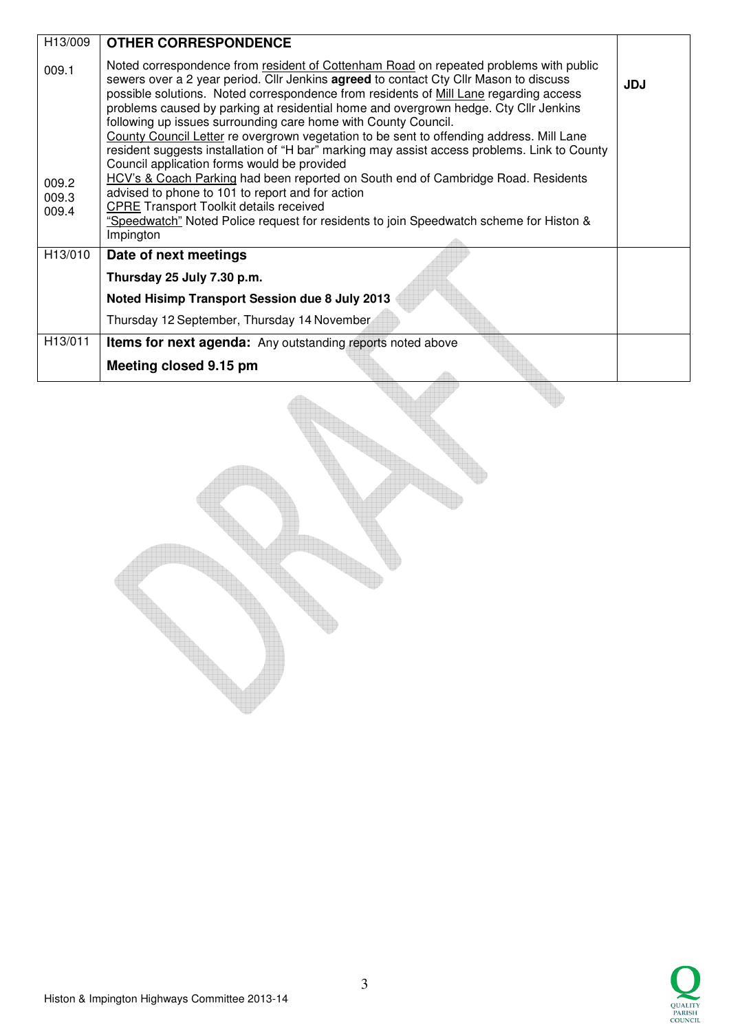| | | |
|---|---|---|
| H13/009 | **OTHER CORRESPONDENCE** | |
| 009.1 | Noted correspondence from resident of Cottenham Road on repeated problems with public sewers over a 2 year period. Cllr Jenkins **agreed** to contact Cty Cllr Mason to discuss possible solutions. Noted correspondence from residents of Mill Lane regarding access problems caused by parking at residential home and overgrown hedge. Cty Cllr Jenkins following up issues surrounding care home with County Council. County Council Letter re overgrown vegetation to be sent to offending address. Mill Lane resident suggests installation of "H bar" marking may assist access problems. Link to County Council application forms would be provided | **JDJ** |
| 009.2 | HCV's & Coach Parking had been reported on South end of Cambridge Road. Residents advised to phone to 101 to report and for action | |
| 009.3 | CPRE Transport Toolkit details received | |
| 009.4 | "Speedwatch" Noted Police request for residents to join Speedwatch scheme for Histon & Impington | |
| H13/010 | **Date of next meetings**<br>**Thursday 25 July 7.30 p.m.**<br>**Noted Hisimp Transport Session due 8 July 2013**<br>Thursday 12 September, Thursday 14 November | |
| H13/011 | **Items for next agenda:** Any outstanding reports noted above<br>**Meeting closed 9.15 pm** | |